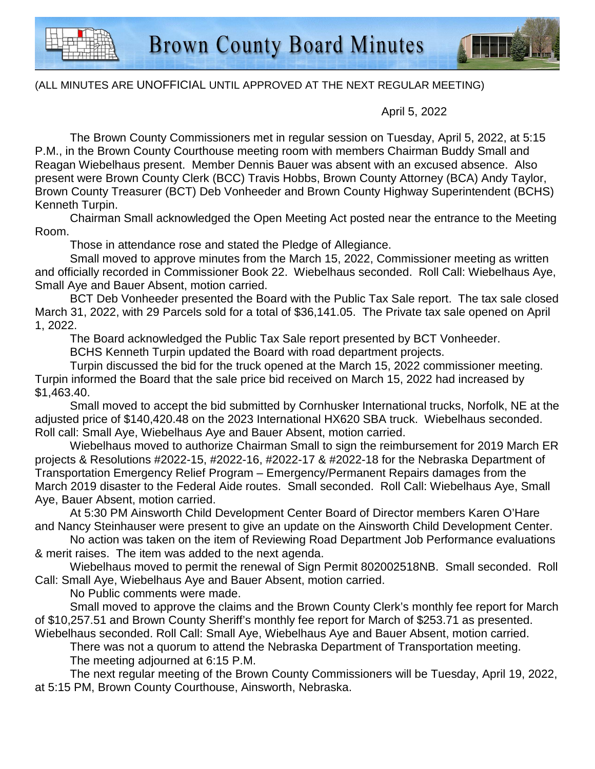# Brown County Board Minutes

(ALL MINUTES ARE UNOFFICIAL UNTIL APPROVED AT THE NEXT REGULAR MEETING)

April 5, 2022

The Brown County Commissioners met in regular session on Tuesday, April 5, 2022, at 5:15 P.M., in the Brown County Courthouse meeting room with members Chairman Buddy Small and Reagan Wiebelhaus present. Member Dennis Bauer was absent with an excused absence. Also present were Brown County Clerk (BCC) Travis Hobbs, Brown County Attorney (BCA) Andy Taylor, Brown County Treasurer (BCT) Deb Vonheeder and Brown County Highway Superintendent (BCHS) Kenneth Turpin.

Chairman Small acknowledged the Open Meeting Act posted near the entrance to the Meeting Room.

Those in attendance rose and stated the Pledge of Allegiance.

Small moved to approve minutes from the March 15, 2022, Commissioner meeting as written and officially recorded in Commissioner Book 22. Wiebelhaus seconded. Roll Call: Wiebelhaus Aye, Small Aye and Bauer Absent, motion carried.

BCT Deb Vonheeder presented the Board with the Public Tax Sale report. The tax sale closed March 31, 2022, with 29 Parcels sold for a total of $36,141.05. The Private tax sale opened on April 1, 2022.

The Board acknowledged the Public Tax Sale report presented by BCT Vonheeder.

BCHS Kenneth Turpin updated the Board with road department projects.

Turpin discussed the bid for the truck opened at the March 15, 2022 commissioner meeting. Turpin informed the Board that the sale price bid received on March 15, 2022 had increased by $1,463.40.

Small moved to accept the bid submitted by Cornhusker International trucks, Norfolk, NE at the adjusted price of $140,420.48 on the 2023 International HX620 SBA truck. Wiebelhaus seconded. Roll call: Small Aye, Wiebelhaus Aye and Bauer Absent, motion carried.

Wiebelhaus moved to authorize Chairman Small to sign the reimbursement for 2019 March ER projects & Resolutions #2022-15, #2022-16, #2022-17 & #2022-18 for the Nebraska Department of Transportation Emergency Relief Program – Emergency/Permanent Repairs damages from the March 2019 disaster to the Federal Aide routes. Small seconded. Roll Call: Wiebelhaus Aye, Small Aye, Bauer Absent, motion carried.

At 5:30 PM Ainsworth Child Development Center Board of Director members Karen O'Hare and Nancy Steinhauser were present to give an update on the Ainsworth Child Development Center.

No action was taken on the item of Reviewing Road Department Job Performance evaluations & merit raises. The item was added to the next agenda.

Wiebelhaus moved to permit the renewal of Sign Permit 802002518NB. Small seconded. Roll Call: Small Aye, Wiebelhaus Aye and Bauer Absent, motion carried.

No Public comments were made.

Small moved to approve the claims and the Brown County Clerk's monthly fee report for March of $10,257.51 and Brown County Sheriff's monthly fee report for March of $253.71 as presented. Wiebelhaus seconded. Roll Call: Small Aye, Wiebelhaus Aye and Bauer Absent, motion carried.

There was not a quorum to attend the Nebraska Department of Transportation meeting.

The meeting adjourned at 6:15 P.M.

The next regular meeting of the Brown County Commissioners will be Tuesday, April 19, 2022, at 5:15 PM, Brown County Courthouse, Ainsworth, Nebraska.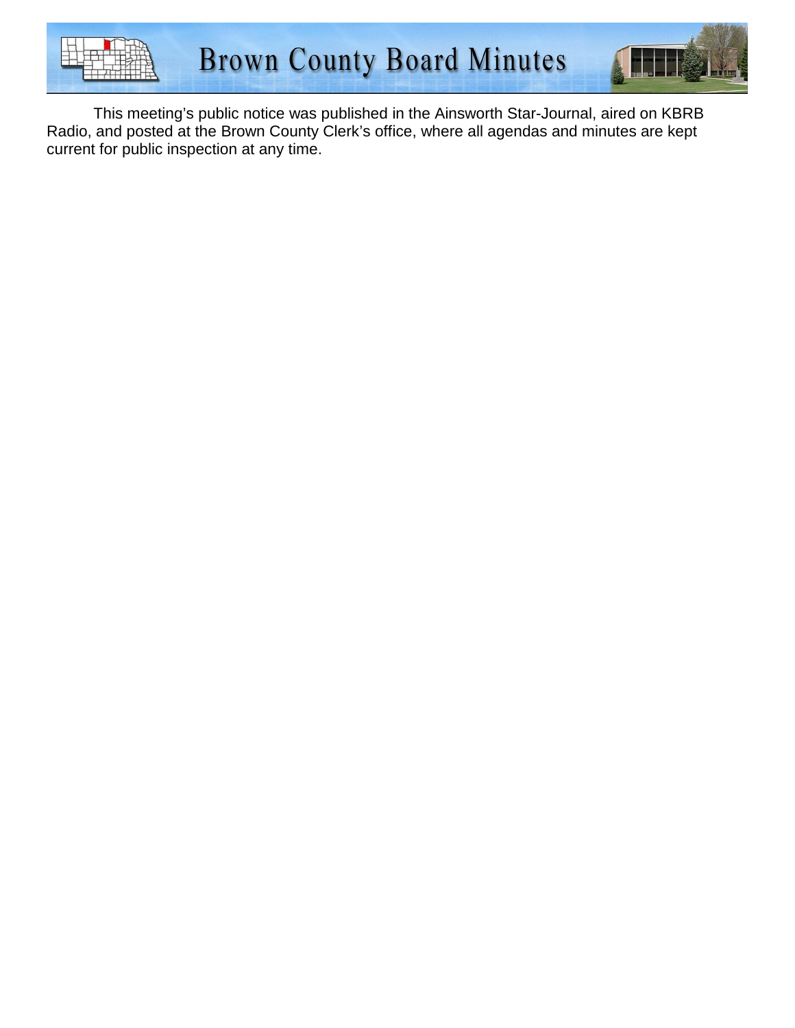This meeting's public notice was published in the Ainsworth Star-Journal, aired on KBRB Radio, and posted at the Brown County Clerk's office, where all agendas and minutes are kept current for public inspection at any time.